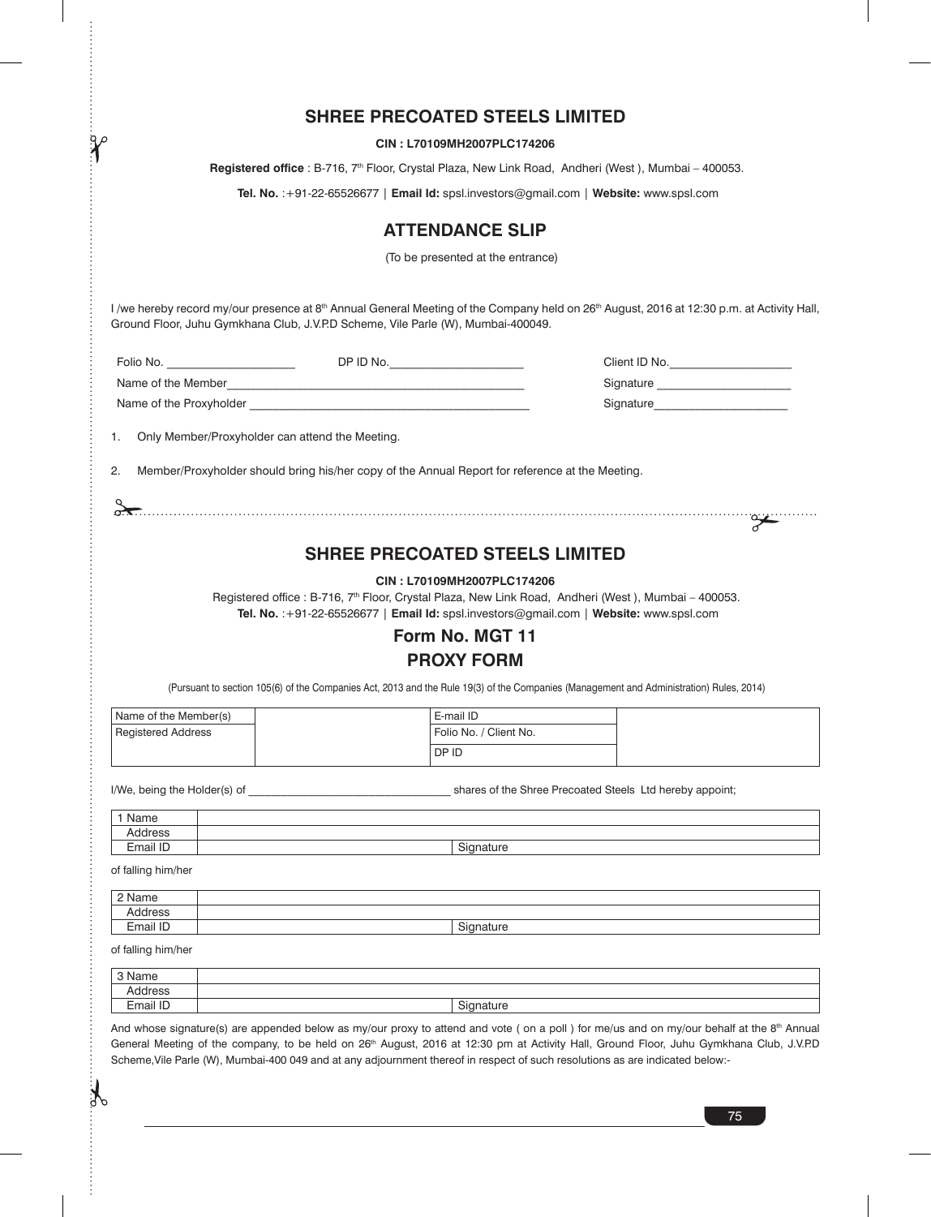## SHREE PRECOATED STEELS LIMITED

**CIN : L70109MH2007PLC174206**

**Registered office** : B-716, 7th Floor, Crystal Plaza, New Link Road, Andheri (West ), Mumbai – 400053.

**Tel. No.** :+91-22-65526677 | **Email Id:** spsl.investors@gmail.com | **Website:** www.spsl.com

## ATTENDANCE SLIP

(To be presented at the entrance)

I /we hereby record my/our presence at 8th Annual General Meeting of the Company held on 26th August, 2016 at 12:30 p.m. at Activity Hall, Ground Floor, Juhu Gymkhana Club, J.V.P.D Scheme, Vile Parle (W), Mumbai-400049.

Folio No. ____________________ DP ID No.______________________ Client ID No.___________________

Name of the Member_____________________________________________ Signature _____________________

Name of the Proxyholder ____________________________________________ Signature_____________________

1. Only Member/Proxyholder can attend the Meeting.
2. Member/Proxyholder should bring his/her copy of the Annual Report for reference at the Meeting.

---

## SHREE PRECOATED STEELS LIMITED

**CIN : L70109MH2007PLC174206**

Registered office : B-716, 7th Floor, Crystal Plaza, New Link Road, Andheri (West ), Mumbai – 400053.

**Tel. No.** :+91-22-65526677 | **Email Id:** spsl.investors@gmail.com | **Website:** www.spsl.com

## Form No. MGT 11
## PROXY FORM

(Pursuant to section 105(6) of the Companies Act, 2013 and the Rule 19(3) of the Companies (Management and Administration) Rules, 2014)

| Name of the Member(s) | | E-mail ID | |
|---|---|---|---|
| Registered Address | | Folio No. / Client No. | |
| | | DP ID | |

I/We, being the Holder(s) of _________________________________ shares of the Shree Precoated Steels Ltd hereby appoint;

| 1 Name | | |
|---|---|---|
| Address | | |
| Email ID | | Signature |

of falling him/her

| 2 Name | | |
|---|---|---|
| Address | | |
| Email ID | | Signature |

of falling him/her

| 3 Name | | |
|---|---|---|
| Address | | |
| Email ID | | Signature |

And whose signature(s) are appended below as my/our proxy to attend and vote ( on a poll ) for me/us and on my/our behalf at the 8th Annual General Meeting of the company, to be held on 26th August, 2016 at 12:30 pm at Activity Hall, Ground Floor, Juhu Gymkhana Club, J.V.P.D Scheme,Vile Parle (W), Mumbai-400 049 and at any adjournment thereof in respect of such resolutions as are indicated below:-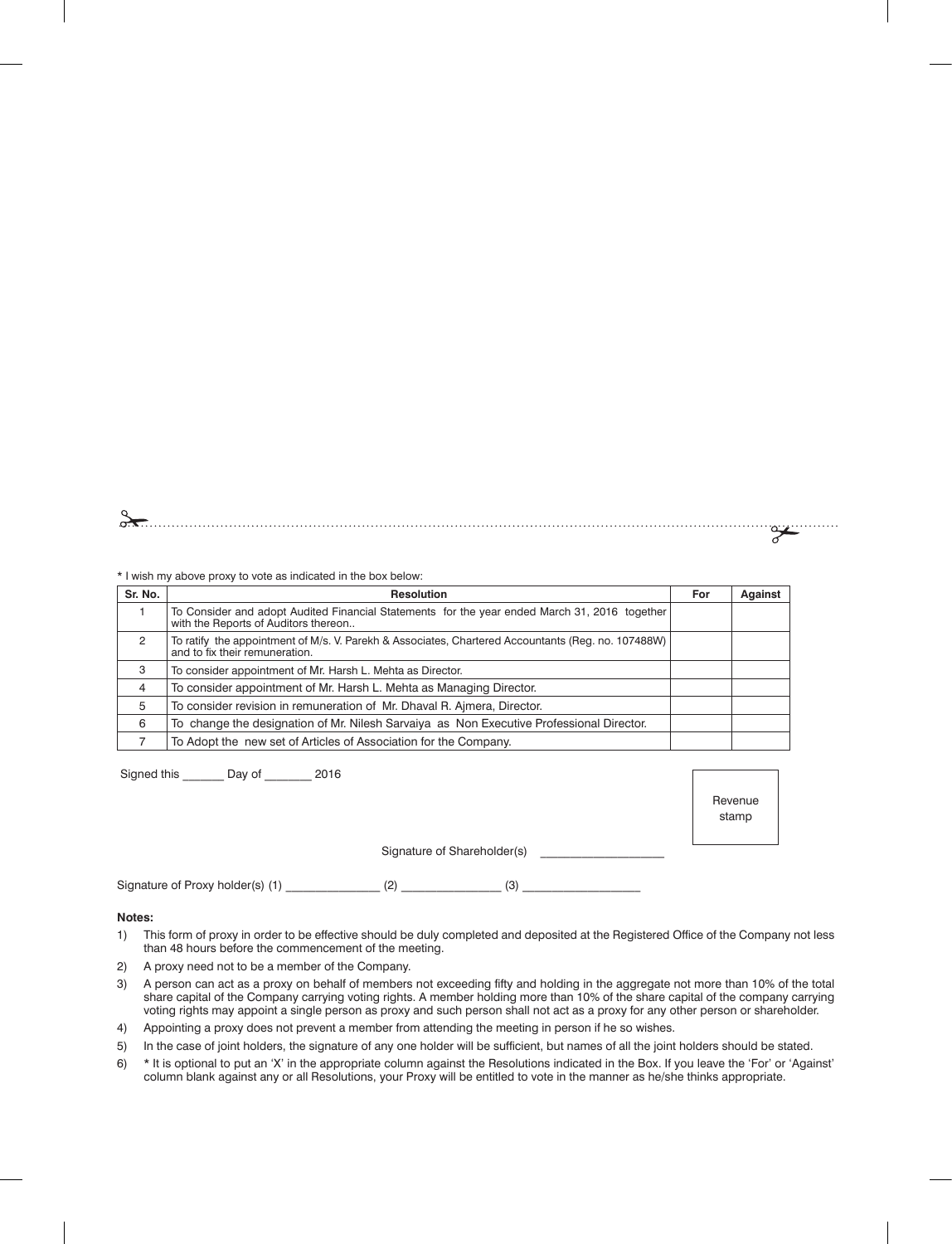* I wish my above proxy to vote as indicated in the box below:

| Sr. No. | Resolution | For | Against |
|---|---|---|---|
| 1 | To Consider and adopt Audited Financial Statements for the year ended March 31, 2016 together with the Reports of Auditors thereon.. | | |
| 2 | To ratify the appointment of M/s. V. Parekh & Associates, Chartered Accountants (Reg. no. 107488W) and to fix their remuneration. | | |
| 3 | To consider appointment of Mr. Harsh L. Mehta as Director. | | |
| 4 | To consider appointment of Mr. Harsh L. Mehta as Managing Director. | | |
| 5 | To consider revision in remuneration of Mr. Dhaval R. Ajmera, Director. | | |
| 6 | To change the designation of Mr. Nilesh Sarvaiya as Non Executive Professional Director. | | |
| 7 | To Adopt the new set of Articles of Association for the Company. | | |

Signed this ______ Day of _______ 2016

Revenue stamp

Signature of Shareholder(s) __________________

Signature of Proxy holder(s) (1) ______________ (2) _______________ (3) __________________

**Notes:**

1) This form of proxy in order to be effective should be duly completed and deposited at the Registered Office of the Company not less than 48 hours before the commencement of the meeting.
2) A proxy need not to be a member of the Company.
3) A person can act as a proxy on behalf of members not exceeding fifty and holding in the aggregate not more than 10% of the total share capital of the Company carrying voting rights. A member holding more than 10% of the share capital of the company carrying voting rights may appoint a single person as proxy and such person shall not act as a proxy for any other person or shareholder.
4) Appointing a proxy does not prevent a member from attending the meeting in person if he so wishes.
5) In the case of joint holders, the signature of any one holder will be sufficient, but names of all the joint holders should be stated.
6) * It is optional to put an 'X' in the appropriate column against the Resolutions indicated in the Box. If you leave the 'For' or 'Against' column blank against any or all Resolutions, your Proxy will be entitled to vote in the manner as he/she thinks appropriate.